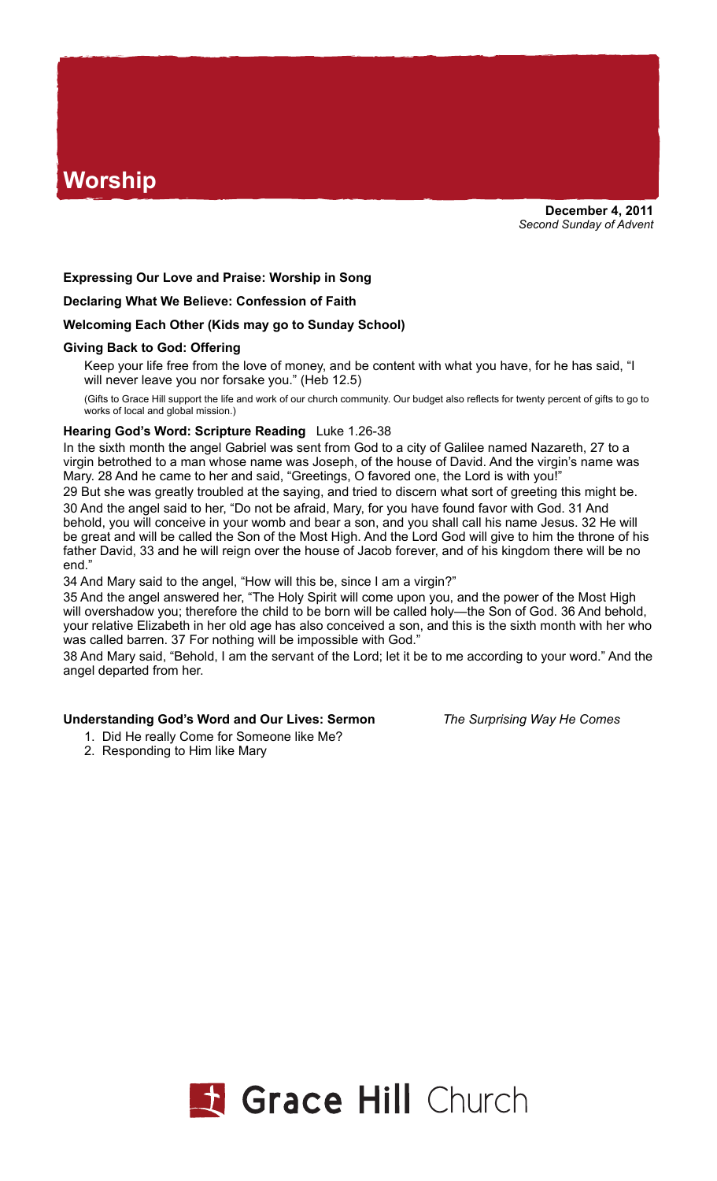// Worship

**December 4, 2011**
*Second Sunday of Advent*

**Expressing Our Love and Praise: Worship in Song**

**Declaring What We Believe: Confession of Faith**

**Welcoming Each Other (Kids may go to Sunday School)**

**Giving Back to God: Offering**

Keep your life free from the love of money, and be content with what you have, for he has said, "I will never leave you nor forsake you." (Heb 12.5)

(Gifts to Grace Hill support the life and work of our church community. Our budget also reflects for twenty percent of gifts to go to works of local and global mission.)

**Hearing God's Word: Scripture Reading** Luke 1.26-38

In the sixth month the angel Gabriel was sent from God to a city of Galilee named Nazareth, 27 to a virgin betrothed to a man whose name was Joseph, of the house of David. And the virgin's name was Mary. 28 And he came to her and said, "Greetings, O favored one, the Lord is with you!"
29 But she was greatly troubled at the saying, and tried to discern what sort of greeting this might be.
30 And the angel said to her, "Do not be afraid, Mary, for you have found favor with God. 31 And behold, you will conceive in your womb and bear a son, and you shall call his name Jesus. 32 He will be great and will be called the Son of the Most High. And the Lord God will give to him the throne of his father David, 33 and he will reign over the house of Jacob forever, and of his kingdom there will be no end."
34 And Mary said to the angel, "How will this be, since I am a virgin?"
35 And the angel answered her, "The Holy Spirit will come upon you, and the power of the Most High will overshadow you; therefore the child to be born will be called holy—the Son of God. 36 And behold, your relative Elizabeth in her old age has also conceived a son, and this is the sixth month with her who was called barren. 37 For nothing will be impossible with God."
38 And Mary said, "Behold, I am the servant of the Lord; let it be to me according to your word." And the angel departed from her.

**Understanding God's Word and Our Lives: Sermon** *The Surprising Way He Comes*

1. Did He really Come for Someone like Me?
2. Responding to Him like Mary

Grace Hill Church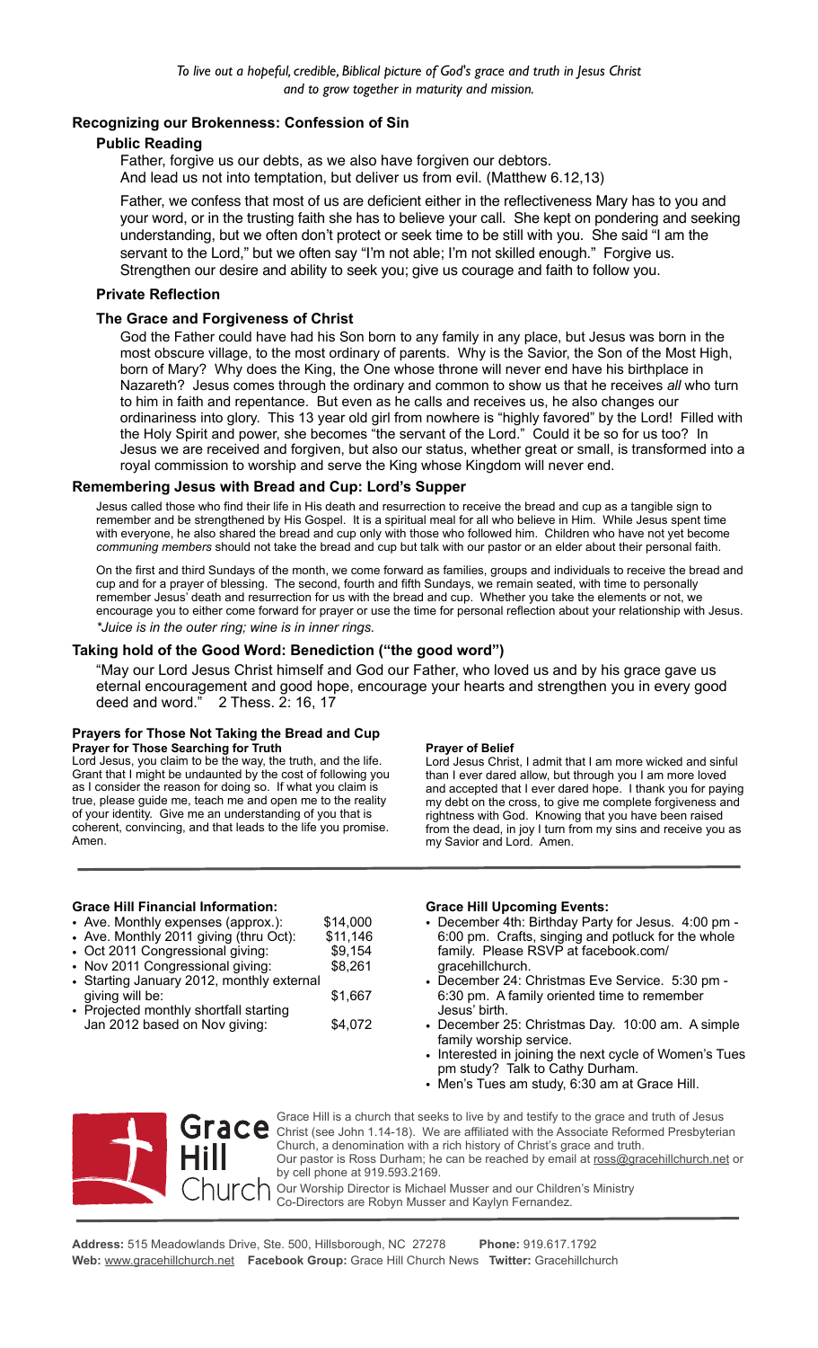*To live out a hopeful, credible, Biblical picture of God's grace and truth in Jesus Christ and to grow together in maturity and mission.*

## Recognizing our Brokenness: Confession of Sin

### Public Reading

Father, forgive us our debts, as we also have forgiven our debtors.
And lead us not into temptation, but deliver us from evil. (Matthew 6.12,13)

Father, we confess that most of us are deficient either in the reflectiveness Mary has to you and your word, or in the trusting faith she has to believe your call. She kept on pondering and seeking understanding, but we often don't protect or seek time to be still with you. She said "I am the servant to the Lord," but we often say "I'm not able; I'm not skilled enough." Forgive us. Strengthen our desire and ability to seek you; give us courage and faith to follow you.

### Private Reflection

### The Grace and Forgiveness of Christ

God the Father could have had his Son born to any family in any place, but Jesus was born in the most obscure village, to the most ordinary of parents. Why is the Savior, the Son of the Most High, born of Mary? Why does the King, the One whose throne will never end have his birthplace in Nazareth? Jesus comes through the ordinary and common to show us that he receives *all* who turn to him in faith and repentance. But even as he calls and receives us, he also changes our ordinariness into glory. This 13 year old girl from nowhere is "highly favored" by the Lord! Filled with the Holy Spirit and power, she becomes "the servant of the Lord." Could it be so for us too? In Jesus we are received and forgiven, but also our status, whether great or small, is transformed into a royal commission to worship and serve the King whose Kingdom will never end.

## Remembering Jesus with Bread and Cup: Lord's Supper

Jesus called those who find their life in His death and resurrection to receive the bread and cup as a tangible sign to remember and be strengthened by His Gospel. It is a spiritual meal for all who believe in Him. While Jesus spent time with everyone, he also shared the bread and cup only with those who followed him. Children who have not yet become *communing members* should not take the bread and cup but talk with our pastor or an elder about their personal faith.

On the first and third Sundays of the month, we come forward as families, groups and individuals to receive the bread and cup and for a prayer of blessing. The second, fourth and fifth Sundays, we remain seated, with time to personally remember Jesus' death and resurrection for us with the bread and cup. Whether you take the elements or not, we encourage you to either come forward for prayer or use the time for personal reflection about your relationship with Jesus.
*\*Juice is in the outer ring; wine is in inner rings.*

## Taking hold of the Good Word: Benediction ("the good word")

"May our Lord Jesus Christ himself and God our Father, who loved us and by his grace gave us eternal encouragement and good hope, encourage your hearts and strengthen you in every good deed and word." 2 Thess. 2: 16, 17

### Prayers for Those Not Taking the Bread and Cup

**Prayer for Those Searching for Truth**

Lord Jesus, you claim to be the way, the truth, and the life. Grant that I might be undaunted by the cost of following you as I consider the reason for doing so. If what you claim is true, please guide me, teach me and open me to the reality of your identity. Give me an understanding of you that is coherent, convincing, and that leads to the life you promise. Amen.

**Prayer of Belief**

Lord Jesus Christ, I admit that I am more wicked and sinful than I ever dared allow, but through you I am more loved and accepted that I ever dared hope. I thank you for paying my debt on the cross, to give me complete forgiveness and rightness with God. Knowing that you have been raised from the dead, in joy I turn from my sins and receive you as my Savior and Lord. Amen.

### Grace Hill Financial Information:

| | |
|---|---|
| • Ave. Monthly expenses (approx.): | $14,000 |
| • Ave. Monthly 2011 giving (thru Oct): | $11,146 |
| • Oct 2011 Congressional giving: | $9,154 |
| • Nov 2011 Congressional giving: | $8,261 |
| • Starting January 2012, monthly external giving will be: | $1,667 |
| • Projected monthly shortfall starting Jan 2012 based on Nov giving: | $4,072 |

### Grace Hill Upcoming Events:

- December 4th: Birthday Party for Jesus. 4:00 pm - 6:00 pm. Crafts, singing and potluck for the whole family. Please RSVP at facebook.com/gracehillchurch.
- December 24: Christmas Eve Service. 5:30 pm - 6:30 pm. A family oriented time to remember Jesus' birth.
- December 25: Christmas Day. 10:00 am. A simple family worship service.
- Interested in joining the next cycle of Women's Tues pm study? Talk to Cathy Durham.
- Men's Tues am study, 6:30 am at Grace Hill.

Grace Hill Church

Grace Hill is a church that seeks to live by and testify to the grace and truth of Jesus Christ (see John 1.14-18). We are affiliated with the Associate Reformed Presbyterian Church, a denomination with a rich history of Christ's grace and truth.
Our pastor is Ross Durham; he can be reached by email at ross@gracehillchurch.net or by cell phone at 919.593.2169.
Our Worship Director is Michael Musser and our Children's Ministry Co-Directors are Robyn Musser and Kaylyn Fernandez.

**Address:** 515 Meadowlands Drive, Ste. 500, Hillsborough, NC 27278 **Phone:** 919.617.1792
**Web:** www.gracehillchurch.net **Facebook Group:** Grace Hill Church News **Twitter:** Gracehillchurch